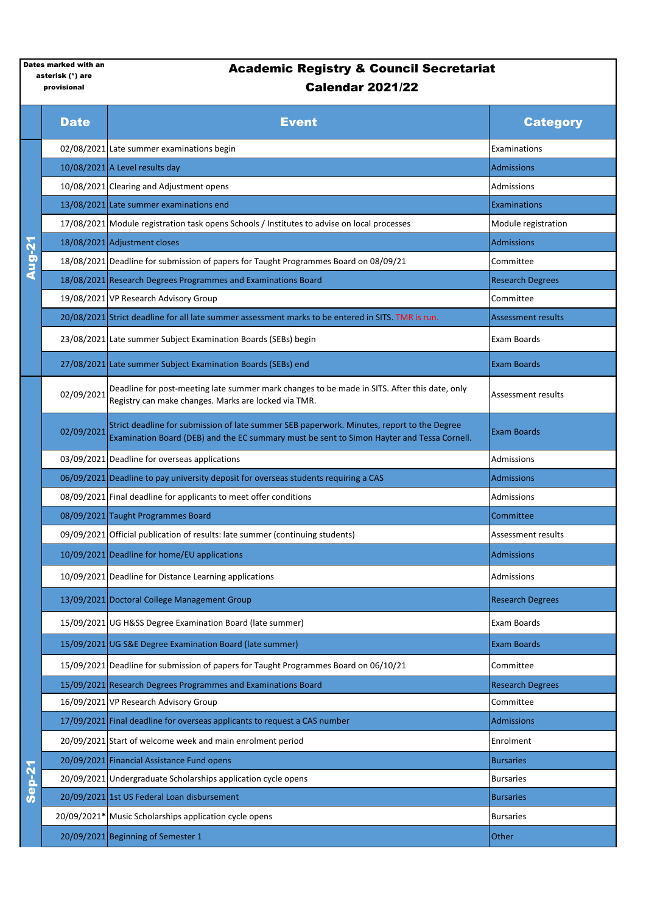Dates marked with an asterisk (*) are provisional

# Academic Registry & Council Secretariat Calendar 2021/22

| | Date | Event | Category |
|---|---|---|---|
| Aug-21 | 02/08/2021 | Late summer examinations begin | Examinations |
| | 10/08/2021 | A Level results day | Admissions |
| | 10/08/2021 | Clearing and Adjustment opens | Admissions |
| | 13/08/2021 | Late summer examinations end | Examinations |
| | 17/08/2021 | Module registration task opens Schools / Institutes to advise on local processes | Module registration |
| | 18/08/2021 | Adjustment closes | Admissions |
| | 18/08/2021 | Deadline for submission of papers for Taught Programmes Board on 08/09/21 | Committee |
| | 18/08/2021 | Research Degrees Programmes and Examinations Board | Research Degrees |
| | 19/08/2021 | VP Research Advisory Group | Committee |
| | 20/08/2021 | Strict deadline for all late summer assessment marks to be entered in SITS. TMR is run. | Assessment results |
| | 23/08/2021 | Late summer Subject Examination Boards (SEBs) begin | Exam Boards |
| | 27/08/2021 | Late summer Subject Examination Boards (SEBs) end | Exam Boards |
| Sep-21 | 02/09/2021 | Deadline for post-meeting late summer mark changes to be made in SITS. After this date, only Registry can make changes. Marks are locked via TMR. | Assessment results |
| | 02/09/2021 | Strict deadline for submission of late summer SEB paperwork. Minutes, report to the Degree Examination Board (DEB) and the EC summary must be sent to Simon Hayter and Tessa Cornell. | Exam Boards |
| | 03/09/2021 | Deadline for overseas applications | Admissions |
| | 06/09/2021 | Deadline to pay university deposit for overseas students requiring a CAS | Admissions |
| | 08/09/2021 | Final deadline for applicants to meet offer conditions | Admissions |
| | 08/09/2021 | Taught Programmes Board | Committee |
| | 09/09/2021 | Official publication of results: late summer (continuing students) | Assessment results |
| | 10/09/2021 | Deadline for home/EU applications | Admissions |
| | 10/09/2021 | Deadline for Distance Learning applications | Admissions |
| | 13/09/2021 | Doctoral College Management Group | Research Degrees |
| | 15/09/2021 | UG H&SS Degree Examination Board (late summer) | Exam Boards |
| | 15/09/2021 | UG S&E Degree Examination Board (late summer) | Exam Boards |
| | 15/09/2021 | Deadline for submission of papers for Taught Programmes Board on 06/10/21 | Committee |
| | 15/09/2021 | Research Degrees Programmes and Examinations Board | Research Degrees |
| | 16/09/2021 | VP Research Advisory Group | Committee |
| | 17/09/2021 | Final deadline for overseas applicants to request a CAS number | Admissions |
| | 20/09/2021 | Start of welcome week and main enrolment period | Enrolment |
| | 20/09/2021 | Financial Assistance Fund opens | Bursaries |
| | 20/09/2021 | Undergraduate Scholarships application cycle opens | Bursaries |
| | 20/09/2021 | 1st US Federal Loan disbursement | Bursaries |
| | 20/09/2021* | Music Scholarships application cycle opens | Bursaries |
| | 20/09/2021 | Beginning of Semester 1 | Other |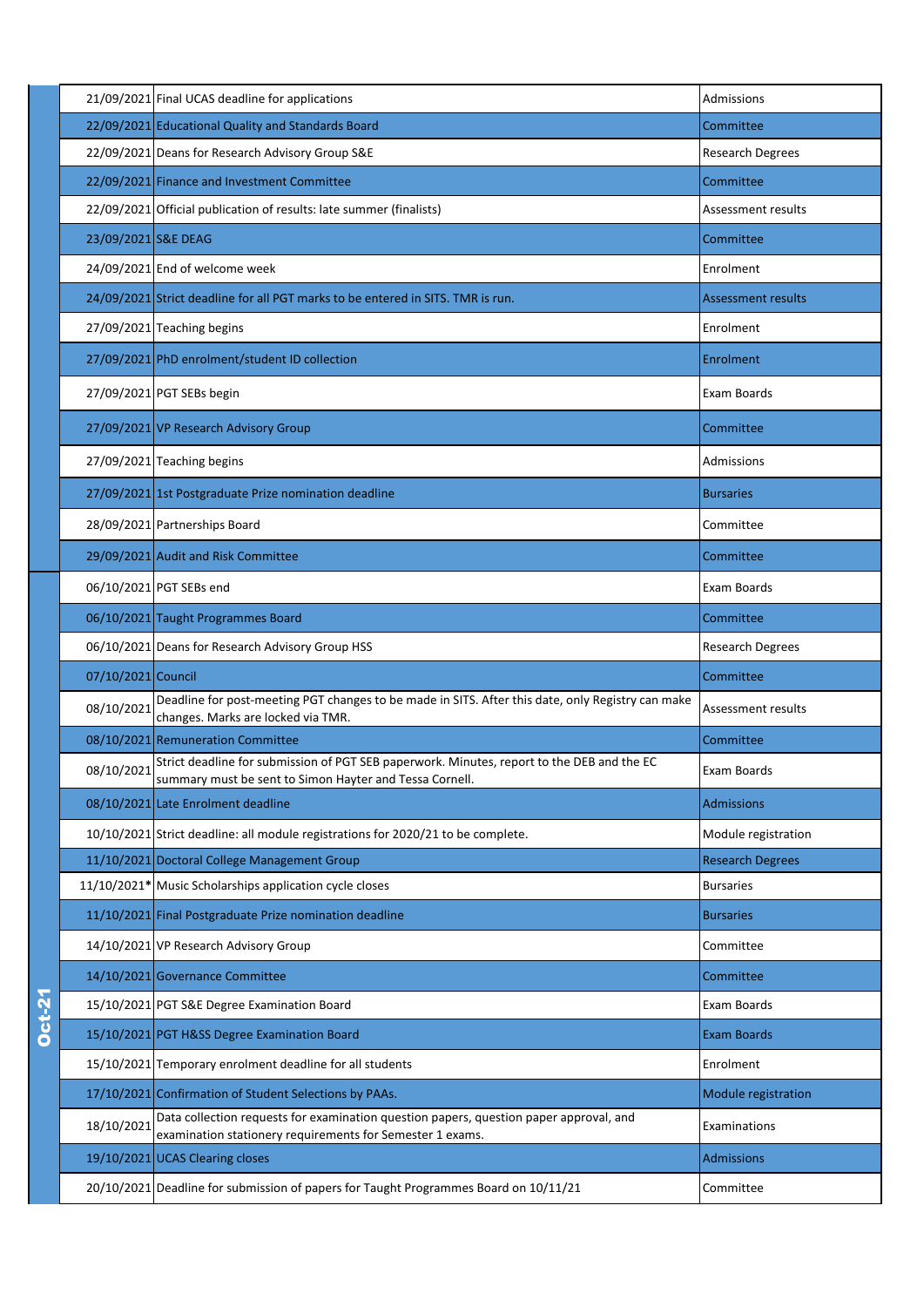| Month | Date | Event | Category |
|---|---|---|---|
| | 21/09/2021 | Final UCAS deadline for applications | Admissions |
| | 22/09/2021 | Educational Quality and Standards Board | Committee |
| | 22/09/2021 | Deans for Research Advisory Group S&E | Research Degrees |
| | 22/09/2021 | Finance and Investment Committee | Committee |
| | 22/09/2021 | Official publication of results: late summer (finalists) | Assessment results |
| | 23/09/2021 | S&E DEAG | Committee |
| | 24/09/2021 | End of welcome week | Enrolment |
| | 24/09/2021 | Strict deadline for all PGT marks to be entered in SITS. TMR is run. | Assessment results |
| | 27/09/2021 | Teaching begins | Enrolment |
| | 27/09/2021 | PhD enrolment/student ID collection | Enrolment |
| | 27/09/2021 | PGT SEBs begin | Exam Boards |
| | 27/09/2021 | VP Research Advisory Group | Committee |
| | 27/09/2021 | Teaching begins | Admissions |
| | 27/09/2021 | 1st Postgraduate Prize nomination deadline | Bursaries |
| | 28/09/2021 | Partnerships Board | Committee |
| | 29/09/2021 | Audit and Risk Committee | Committee |
| Oct-21 | 06/10/2021 | PGT SEBs end | Exam Boards |
| Oct-21 | 06/10/2021 | Taught Programmes Board | Committee |
| Oct-21 | 06/10/2021 | Deans for Research Advisory Group HSS | Research Degrees |
| Oct-21 | 07/10/2021 | Council | Committee |
| Oct-21 | 08/10/2021 | Deadline for post-meeting PGT changes to be made in SITS. After this date, only Registry can make changes. Marks are locked via TMR. | Assessment results |
| Oct-21 | 08/10/2021 | Remuneration Committee | Committee |
| Oct-21 | 08/10/2021 | Strict deadline for submission of PGT SEB paperwork. Minutes, report to the DEB and the EC summary must be sent to Simon Hayter and Tessa Cornell. | Exam Boards |
| Oct-21 | 08/10/2021 | Late Enrolment deadline | Admissions |
| Oct-21 | 10/10/2021 | Strict deadline: all module registrations for 2020/21 to be complete. | Module registration |
| Oct-21 | 11/10/2021 | Doctoral College Management Group | Research Degrees |
| Oct-21 | 11/10/2021* | Music Scholarships application cycle closes | Bursaries |
| Oct-21 | 11/10/2021 | Final Postgraduate Prize nomination deadline | Bursaries |
| Oct-21 | 14/10/2021 | VP Research Advisory Group | Committee |
| Oct-21 | 14/10/2021 | Governance Committee | Committee |
| Oct-21 | 15/10/2021 | PGT S&E Degree Examination Board | Exam Boards |
| Oct-21 | 15/10/2021 | PGT H&SS Degree Examination Board | Exam Boards |
| Oct-21 | 15/10/2021 | Temporary enrolment deadline for all students | Enrolment |
| Oct-21 | 17/10/2021 | Confirmation of Student Selections by PAAs. | Module registration |
| Oct-21 | 18/10/2021 | Data collection requests for examination question papers, question paper approval, and examination stationery requirements for Semester 1 exams. | Examinations |
| Oct-21 | 19/10/2021 | UCAS Clearing closes | Admissions |
| Oct-21 | 20/10/2021 | Deadline for submission of papers for Taught Programmes Board on 10/11/21 | Committee |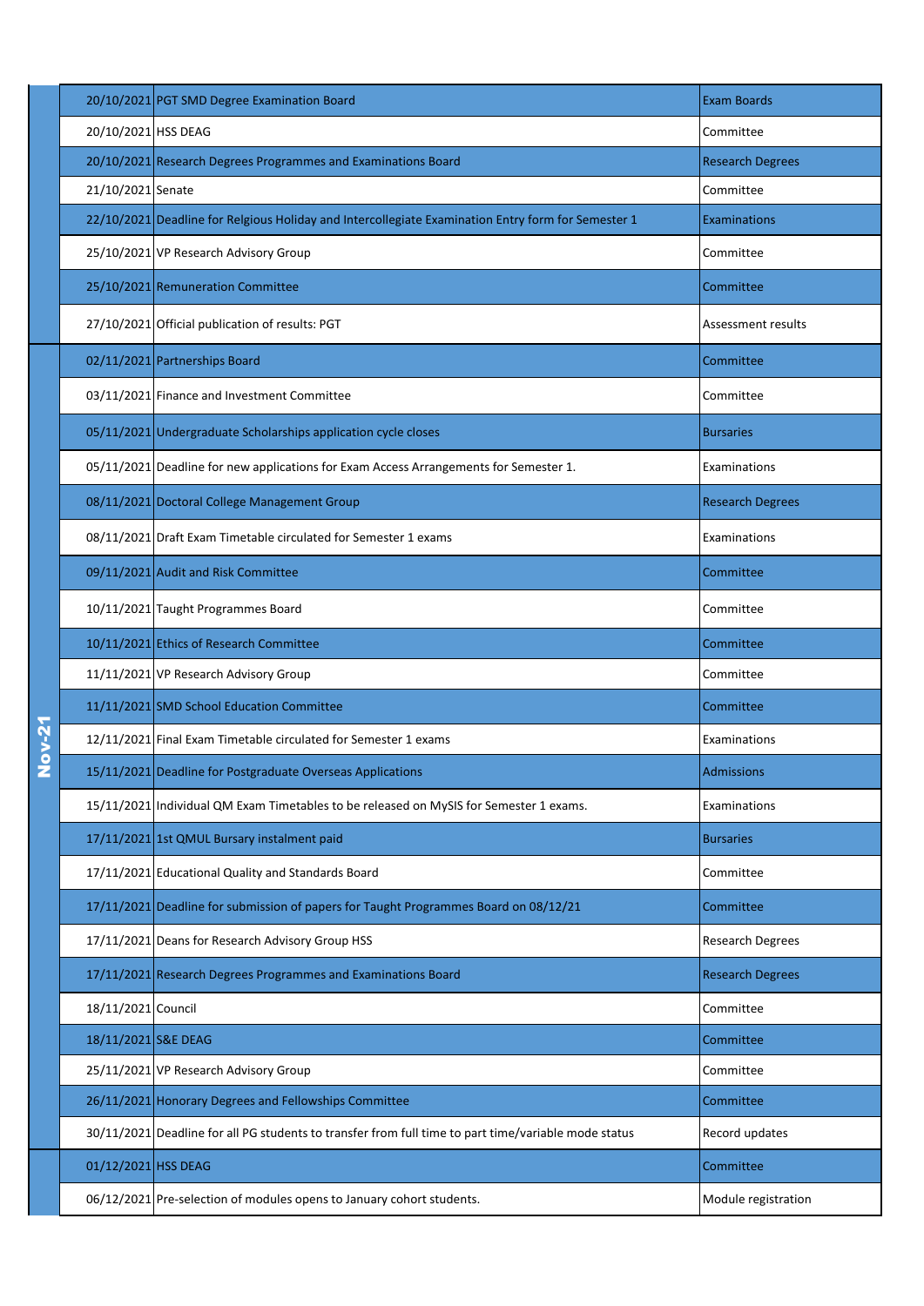| | Date | Event | Category |
|---|---|---|---|
| | 20/10/2021 | PGT SMD Degree Examination Board | Exam Boards |
| | 20/10/2021 | HSS DEAG | Committee |
| | 20/10/2021 | Research Degrees Programmes and Examinations Board | Research Degrees |
| | 21/10/2021 | Senate | Committee |
| | 22/10/2021 | Deadline for Relgious Holiday and Intercollegiate Examination Entry form for Semester 1 | Examinations |
| | 25/10/2021 | VP Research Advisory Group | Committee |
| | 25/10/2021 | Remuneration Committee | Committee |
| | 27/10/2021 | Official publication of results: PGT | Assessment results |
| Nov-21 | 02/11/2021 | Partnerships Board | Committee |
| | 03/11/2021 | Finance and Investment Committee | Committee |
| | 05/11/2021 | Undergraduate Scholarships application cycle closes | Bursaries |
| | 05/11/2021 | Deadline for new applications for Exam Access Arrangements for Semester 1. | Examinations |
| | 08/11/2021 | Doctoral College Management Group | Research Degrees |
| | 08/11/2021 | Draft Exam Timetable circulated for Semester 1 exams | Examinations |
| | 09/11/2021 | Audit and Risk Committee | Committee |
| | 10/11/2021 | Taught Programmes Board | Committee |
| | 10/11/2021 | Ethics of Research Committee | Committee |
| | 11/11/2021 | VP Research Advisory Group | Committee |
| | 11/11/2021 | SMD School Education Committee | Committee |
| | 12/11/2021 | Final Exam Timetable circulated for Semester 1 exams | Examinations |
| | 15/11/2021 | Deadline for Postgraduate Overseas Applications | Admissions |
| | 15/11/2021 | Individual QM Exam Timetables to be released on MySIS for Semester 1 exams. | Examinations |
| | 17/11/2021 | 1st QMUL Bursary instalment paid | Bursaries |
| | 17/11/2021 | Educational Quality and Standards Board | Committee |
| | 17/11/2021 | Deadline for submission of papers for Taught Programmes Board on 08/12/21 | Committee |
| | 17/11/2021 | Deans for Research Advisory Group HSS | Research Degrees |
| | 17/11/2021 | Research Degrees Programmes and Examinations Board | Research Degrees |
| | 18/11/2021 | Council | Committee |
| | 18/11/2021 | S&E DEAG | Committee |
| | 25/11/2021 | VP Research Advisory Group | Committee |
| | 26/11/2021 | Honorary Degrees and Fellowships Committee | Committee |
| | 30/11/2021 | Deadline for all PG students to transfer from full time to part time/variable mode status | Record updates |
| | 01/12/2021 | HSS DEAG | Committee |
| | 06/12/2021 | Pre-selection of modules opens to January cohort students. | Module registration |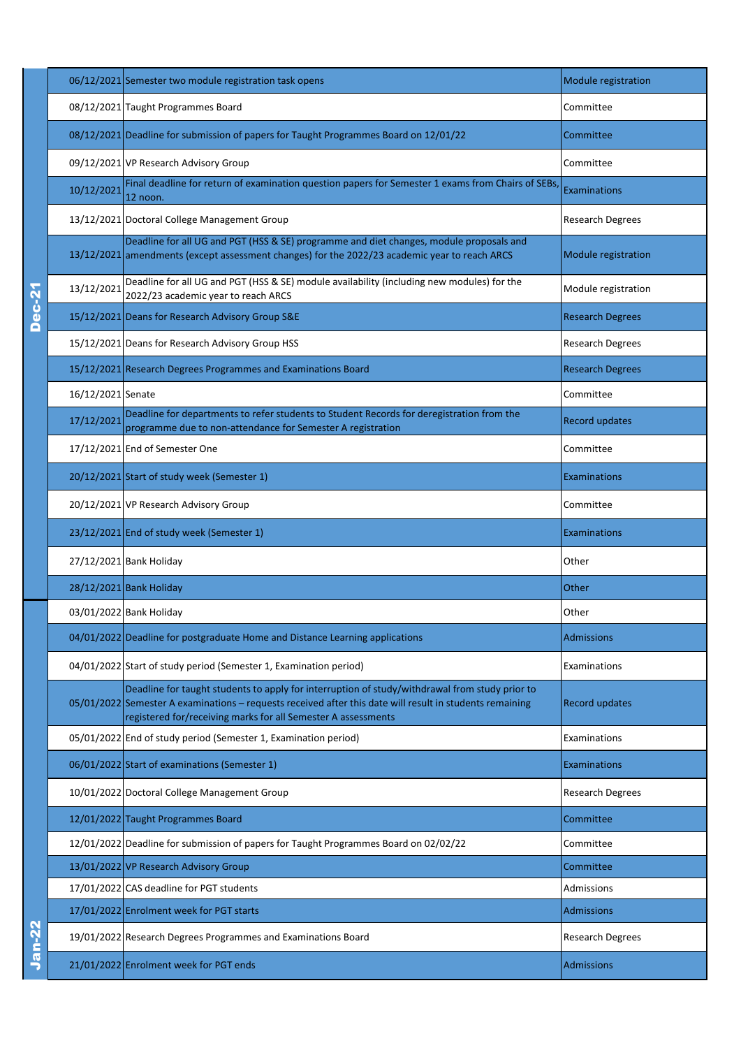| Month | Date | Event | Category |
|---|---|---|---|
| Dec-21 | 06/12/2021 | Semester two module registration task opens | Module registration |
| | 08/12/2021 | Taught Programmes Board | Committee |
| | 08/12/2021 | Deadline for submission of papers for Taught Programmes Board on 12/01/22 | Committee |
| | 09/12/2021 | VP Research Advisory Group | Committee |
| | 10/12/2021 | Final deadline for return of examination question papers for Semester 1 exams from Chairs of SEBs, 12 noon. | Examinations |
| | 13/12/2021 | Doctoral College Management Group | Research Degrees |
| | 13/12/2021 | Deadline for all UG and PGT (HSS & SE) programme and diet changes, module proposals and amendments (except assessment changes) for the 2022/23 academic year to reach ARCS | Module registration |
| | 13/12/2021 | Deadline for all UG and PGT (HSS & SE) module availability (including new modules) for the 2022/23 academic year to reach ARCS | Module registration |
| | 15/12/2021 | Deans for Research Advisory Group S&E | Research Degrees |
| | 15/12/2021 | Deans for Research Advisory Group HSS | Research Degrees |
| | 15/12/2021 | Research Degrees Programmes and Examinations Board | Research Degrees |
| | 16/12/2021 | Senate | Committee |
| | 17/12/2021 | Deadline for departments to refer students to Student Records for deregistration from the programme due to non-attendance for Semester A registration | Record updates |
| | 17/12/2021 | End of Semester One | Committee |
| | 20/12/2021 | Start of study week (Semester 1) | Examinations |
| | 20/12/2021 | VP Research Advisory Group | Committee |
| | 23/12/2021 | End of study week (Semester 1) | Examinations |
| | 27/12/2021 | Bank Holiday | Other |
| | 28/12/2021 | Bank Holiday | Other |
| Jan-22 | 03/01/2022 | Bank Holiday | Other |
| | 04/01/2022 | Deadline for postgraduate Home and Distance Learning applications | Admissions |
| | 04/01/2022 | Start of study period (Semester 1, Examination period) | Examinations |
| | 05/01/2022 | Deadline for taught students to apply for interruption of study/withdrawal from study prior to Semester A examinations – requests received after this date will result in students remaining registered for/receiving marks for all Semester A assessments | Record updates |
| | 05/01/2022 | End of study period (Semester 1, Examination period) | Examinations |
| | 06/01/2022 | Start of examinations (Semester 1) | Examinations |
| | 10/01/2022 | Doctoral College Management Group | Research Degrees |
| | 12/01/2022 | Taught Programmes Board | Committee |
| | 12/01/2022 | Deadline for submission of papers for Taught Programmes Board on 02/02/22 | Committee |
| | 13/01/2022 | VP Research Advisory Group | Committee |
| | 17/01/2022 | CAS deadline for PGT students | Admissions |
| | 17/01/2022 | Enrolment week for PGT starts | Admissions |
| | 19/01/2022 | Research Degrees Programmes and Examinations Board | Research Degrees |
| | 21/01/2022 | Enrolment week for PGT ends | Admissions |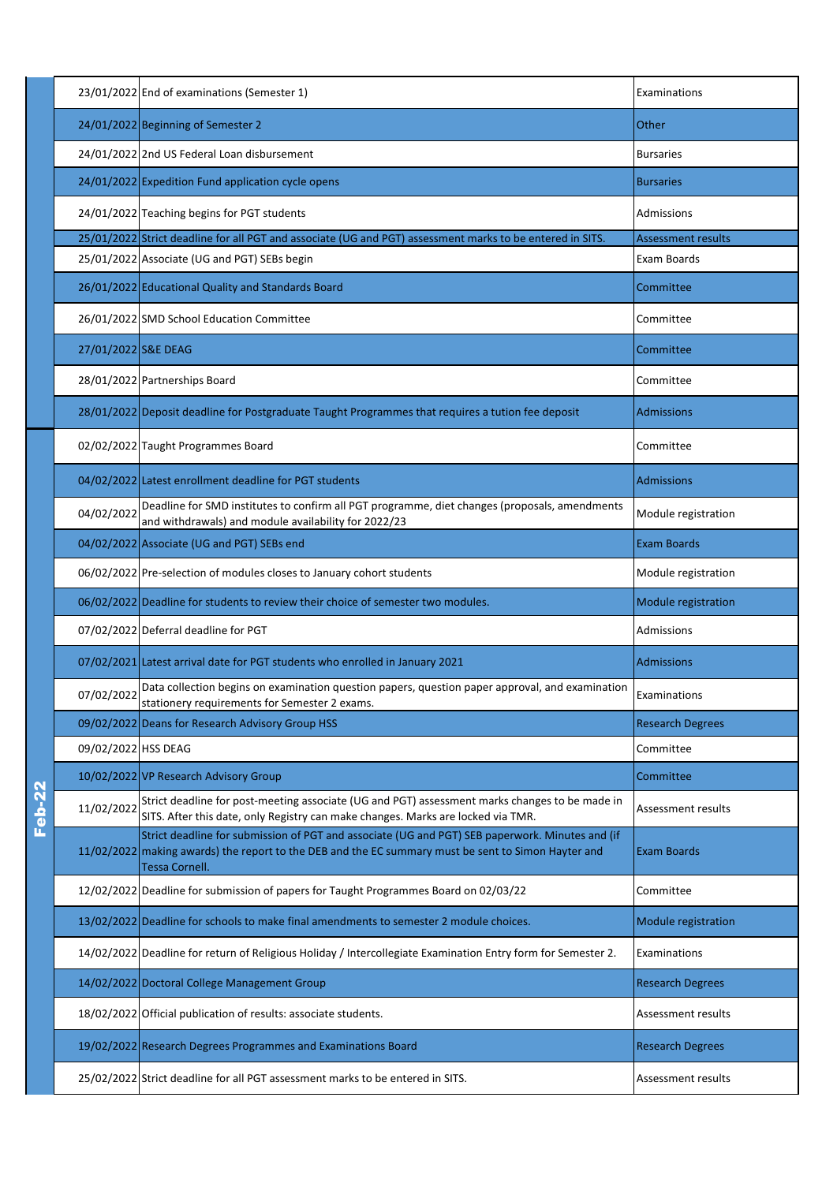| | Date | Event | Category |
|---|---|---|---|
| | 23/01/2022 | End of examinations (Semester 1) | Examinations |
| | 24/01/2022 | Beginning of Semester 2 | Other |
| | 24/01/2022 | 2nd US Federal Loan disbursement | Bursaries |
| | 24/01/2022 | Expedition Fund application cycle opens | Bursaries |
| | 24/01/2022 | Teaching begins for PGT students | Admissions |
| | 25/01/2022 | Strict deadline for all PGT and associate (UG and PGT) assessment marks to be entered in SITS. | Assessment results |
| | 25/01/2022 | Associate (UG and PGT) SEBs begin | Exam Boards |
| | 26/01/2022 | Educational Quality and Standards Board | Committee |
| | 26/01/2022 | SMD School Education Committee | Committee |
| | 27/01/2022 | S&E DEAG | Committee |
| | 28/01/2022 | Partnerships Board | Committee |
| | 28/01/2022 | Deposit deadline for Postgraduate Taught Programmes that requires a tution fee deposit | Admissions |
| Feb-22 | 02/02/2022 | Taught Programmes Board | Committee |
| | 04/02/2022 | Latest enrollment deadline for PGT students | Admissions |
| | 04/02/2022 | Deadline for SMD institutes to confirm all PGT programme, diet changes (proposals, amendments and withdrawals) and module availability for 2022/23 | Module registration |
| | 04/02/2022 | Associate (UG and PGT) SEBs end | Exam Boards |
| | 06/02/2022 | Pre-selection of modules closes to January cohort students | Module registration |
| | 06/02/2022 | Deadline for students to review their choice of semester two modules. | Module registration |
| | 07/02/2022 | Deferral deadline for PGT | Admissions |
| | 07/02/2021 | Latest arrival date for PGT students who enrolled in January 2021 | Admissions |
| | 07/02/2022 | Data collection begins on examination question papers, question paper approval, and examination stationery requirements for Semester 2 exams. | Examinations |
| | 09/02/2022 | Deans for Research Advisory Group HSS | Research Degrees |
| | 09/02/2022 | HSS DEAG | Committee |
| | 10/02/2022 | VP Research Advisory Group | Committee |
| | 11/02/2022 | Strict deadline for post-meeting associate (UG and PGT) assessment marks changes to be made in SITS. After this date, only Registry can make changes. Marks are locked via TMR. | Assessment results |
| | 11/02/2022 | Strict deadline for submission of PGT and associate (UG and PGT) SEB paperwork. Minutes and (if making awards) the report to the DEB and the EC summary must be sent to Simon Hayter and Tessa Cornell. | Exam Boards |
| | 12/02/2022 | Deadline for submission of papers for Taught Programmes Board on 02/03/22 | Committee |
| | 13/02/2022 | Deadline for schools to make final amendments to semester 2 module choices. | Module registration |
| | 14/02/2022 | Deadline for return of Religious Holiday / Intercollegiate Examination Entry form for Semester 2. | Examinations |
| | 14/02/2022 | Doctoral College Management Group | Research Degrees |
| | 18/02/2022 | Official publication of results: associate students. | Assessment results |
| | 19/02/2022 | Research Degrees Programmes and Examinations Board | Research Degrees |
| | 25/02/2022 | Strict deadline for all PGT assessment marks to be entered in SITS. | Assessment results |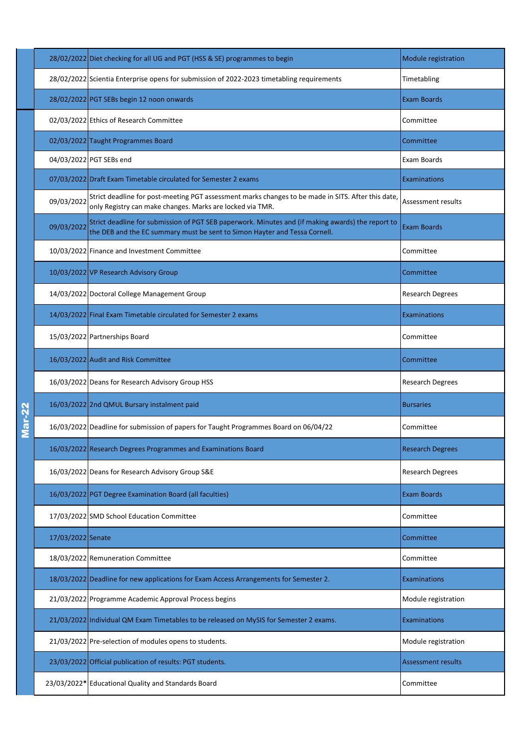| Month | Date | Event | Category |
|---|---|---|---|
| | 28/02/2022 | Diet checking for all UG and PGT (HSS & SE) programmes to begin | Module registration |
| | 28/02/2022 | Scientia Enterprise opens for submission of 2022-2023 timetabling requirements | Timetabling |
| | 28/02/2022 | PGT SEBs begin 12 noon onwards | Exam Boards |
| Mar-22 | 02/03/2022 | Ethics of Research Committee | Committee |
| | 02/03/2022 | Taught Programmes Board | Committee |
| | 04/03/2022 | PGT SEBs end | Exam Boards |
| | 07/03/2022 | Draft Exam Timetable circulated for Semester 2 exams | Examinations |
| | 09/03/2022 | Strict deadline for post-meeting PGT assessment marks changes to be made in SITS. After this date, only Registry can make changes. Marks are locked via TMR. | Assessment results |
| | 09/03/2022 | Strict deadline for submission of PGT SEB paperwork. Minutes and (if making awards) the report to the DEB and the EC summary must be sent to Simon Hayter and Tessa Cornell. | Exam Boards |
| | 10/03/2022 | Finance and Investment Committee | Committee |
| | 10/03/2022 | VP Research Advisory Group | Committee |
| | 14/03/2022 | Doctoral College Management Group | Research Degrees |
| | 14/03/2022 | Final Exam Timetable circulated for Semester 2 exams | Examinations |
| | 15/03/2022 | Partnerships Board | Committee |
| | 16/03/2022 | Audit and Risk Committee | Committee |
| | 16/03/2022 | Deans for Research Advisory Group HSS | Research Degrees |
| | 16/03/2022 | 2nd QMUL Bursary instalment paid | Bursaries |
| | 16/03/2022 | Deadline for submission of papers for Taught Programmes Board on 06/04/22 | Committee |
| | 16/03/2022 | Research Degrees Programmes and Examinations Board | Research Degrees |
| | 16/03/2022 | Deans for Research Advisory Group S&E | Research Degrees |
| | 16/03/2022 | PGT Degree Examination Board (all faculties) | Exam Boards |
| | 17/03/2022 | SMD School Education Committee | Committee |
| | 17/03/2022 | Senate | Committee |
| | 18/03/2022 | Remuneration Committee | Committee |
| | 18/03/2022 | Deadline for new applications for Exam Access Arrangements for Semester 2. | Examinations |
| | 21/03/2022 | Programme Academic Approval Process begins | Module registration |
| | 21/03/2022 | Individual QM Exam Timetables to be released on MySIS for Semester 2 exams. | Examinations |
| | 21/03/2022 | Pre-selection of modules opens to students. | Module registration |
| | 23/03/2022 | Official publication of results: PGT students. | Assessment results |
| | 23/03/2022* | Educational Quality and Standards Board | Committee |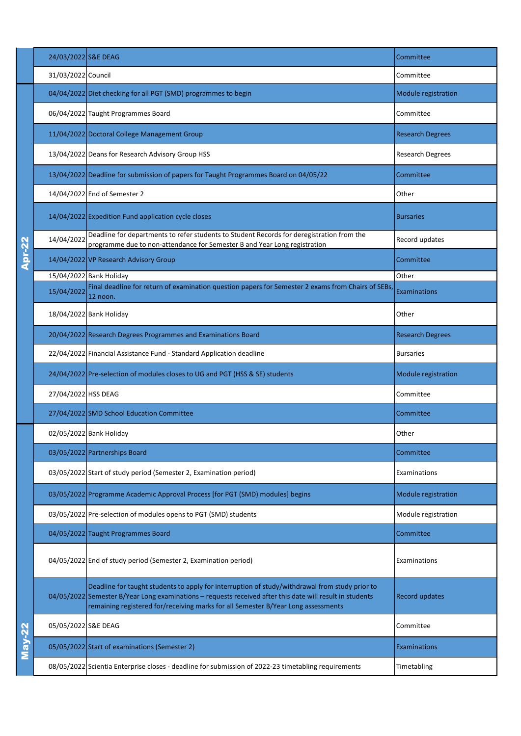| Month | Date | Event | Category |
|---|---|---|---|
| | 24/03/2022 | S&E DEAG | Committee |
| | 31/03/2022 | Council | Committee |
| Apr-22 | 04/04/2022 | Diet checking for all PGT (SMD) programmes to begin | Module registration |
| | 06/04/2022 | Taught Programmes Board | Committee |
| | 11/04/2022 | Doctoral College Management Group | Research Degrees |
| | 13/04/2022 | Deans for Research Advisory Group HSS | Research Degrees |
| | 13/04/2022 | Deadline for submission of papers for Taught Programmes Board on 04/05/22 | Committee |
| | 14/04/2022 | End of Semester 2 | Other |
| | 14/04/2022 | Expedition Fund application cycle closes | Bursaries |
| | 14/04/2022 | Deadline for departments to refer students to Student Records for deregistration from the programme due to non-attendance for Semester B and Year Long registration | Record updates |
| | 14/04/2022 | VP Research Advisory Group | Committee |
| | 15/04/2022 | Bank Holiday | Other |
| | 15/04/2022 | Final deadline for return of examination question papers for Semester 2 exams from Chairs of SEBs, 12 noon. | Examinations |
| | 18/04/2022 | Bank Holiday | Other |
| | 20/04/2022 | Research Degrees Programmes and Examinations Board | Research Degrees |
| | 22/04/2022 | Financial Assistance Fund - Standard Application deadline | Bursaries |
| | 24/04/2022 | Pre-selection of modules closes to UG and PGT (HSS & SE) students | Module registration |
| | 27/04/2022 | HSS DEAG | Committee |
| | 27/04/2022 | SMD School Education Committee | Committee |
| May-22 | 02/05/2022 | Bank Holiday | Other |
| | 03/05/2022 | Partnerships Board | Committee |
| | 03/05/2022 | Start of study period (Semester 2, Examination period) | Examinations |
| | 03/05/2022 | Programme Academic Approval Process [for PGT (SMD) modules] begins | Module registration |
| | 03/05/2022 | Pre-selection of modules opens to PGT (SMD) students | Module registration |
| | 04/05/2022 | Taught Programmes Board | Committee |
| | 04/05/2022 | End of study period (Semester 2, Examination period) | Examinations |
| | 04/05/2022 | Deadline for taught students to apply for interruption of study/withdrawal from study prior to Semester B/Year Long examinations – requests received after this date will result in students remaining registered for/receiving marks for all Semester B/Year Long assessments | Record updates |
| | 05/05/2022 | S&E DEAG | Committee |
| | 05/05/2022 | Start of examinations (Semester 2) | Examinations |
| | 08/05/2022 | Scientia Enterprise closes - deadline for submission of 2022-23 timetabling requirements | Timetabling |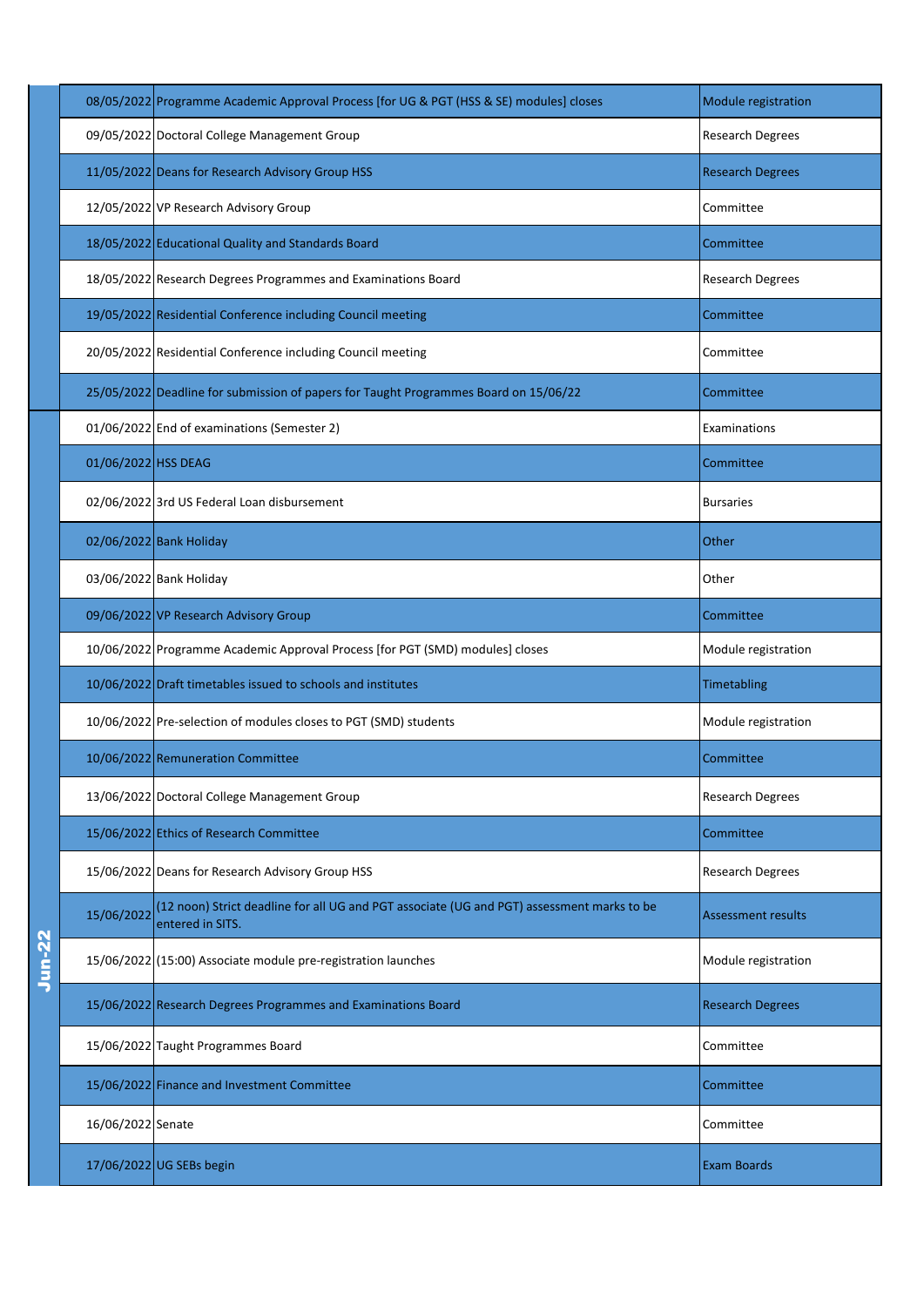| | Date | Event | Category |
|---|---|---|---|
| | 08/05/2022 | Programme Academic Approval Process [for UG & PGT (HSS & SE) modules] closes | Module registration |
| | 09/05/2022 | Doctoral College Management Group | Research Degrees |
| | 11/05/2022 | Deans for Research Advisory Group HSS | Research Degrees |
| | 12/05/2022 | VP Research Advisory Group | Committee |
| | 18/05/2022 | Educational Quality and Standards Board | Committee |
| | 18/05/2022 | Research Degrees Programmes and Examinations Board | Research Degrees |
| | 19/05/2022 | Residential Conference including Council meeting | Committee |
| | 20/05/2022 | Residential Conference including Council meeting | Committee |
| | 25/05/2022 | Deadline for submission of papers for Taught Programmes Board on 15/06/22 | Committee |
| Jun-22 | 01/06/2022 | End of examinations (Semester 2) | Examinations |
| | 01/06/2022 | HSS DEAG | Committee |
| | 02/06/2022 | 3rd US Federal Loan disbursement | Bursaries |
| | 02/06/2022 | Bank Holiday | Other |
| | 03/06/2022 | Bank Holiday | Other |
| | 09/06/2022 | VP Research Advisory Group | Committee |
| | 10/06/2022 | Programme Academic Approval Process [for PGT (SMD) modules] closes | Module registration |
| | 10/06/2022 | Draft timetables issued to schools and institutes | Timetabling |
| | 10/06/2022 | Pre-selection of modules closes to PGT (SMD) students | Module registration |
| | 10/06/2022 | Remuneration Committee | Committee |
| | 13/06/2022 | Doctoral College Management Group | Research Degrees |
| | 15/06/2022 | Ethics of Research Committee | Committee |
| | 15/06/2022 | Deans for Research Advisory Group HSS | Research Degrees |
| | 15/06/2022 | (12 noon) Strict deadline for all UG and PGT associate (UG and PGT) assessment marks to be entered in SITS. | Assessment results |
| | 15/06/2022 | (15:00) Associate module pre-registration launches | Module registration |
| | 15/06/2022 | Research Degrees Programmes and Examinations Board | Research Degrees |
| | 15/06/2022 | Taught Programmes Board | Committee |
| | 15/06/2022 | Finance and Investment Committee | Committee |
| | 16/06/2022 | Senate | Committee |
| | 17/06/2022 | UG SEBs begin | Exam Boards |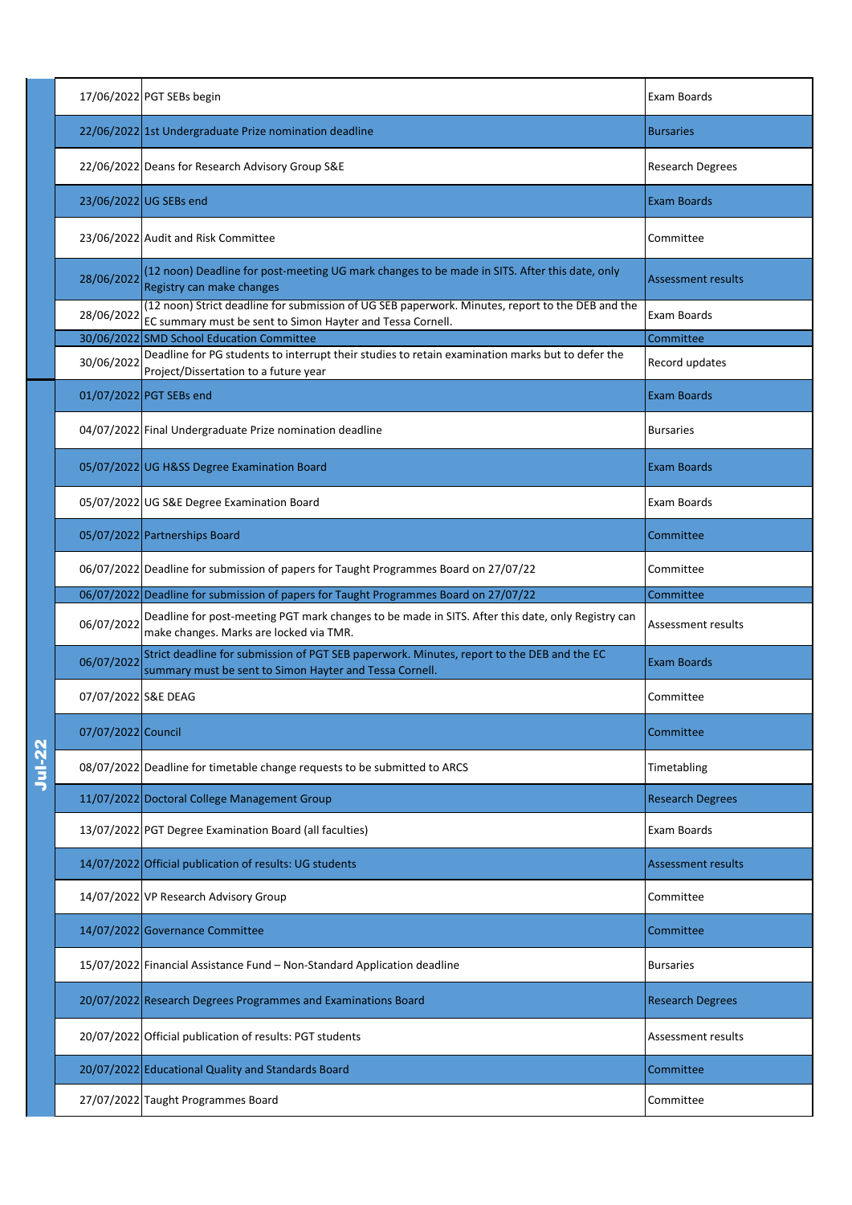| Month | Date | Event | Category |
|---|---|---|---|
| | 17/06/2022 | PGT SEBs begin | Exam Boards |
| | 22/06/2022 | 1st Undergraduate Prize nomination deadline | Bursaries |
| | 22/06/2022 | Deans for Research Advisory Group S&E | Research Degrees |
| | 23/06/2022 | UG SEBs end | Exam Boards |
| | 23/06/2022 | Audit and Risk Committee | Committee |
| | 28/06/2022 | (12 noon) Deadline for post-meeting UG mark changes to be made in SITS. After this date, only Registry can make changes | Assessment results |
| | 28/06/2022 | (12 noon) Strict deadline for submission of UG SEB paperwork. Minutes, report to the DEB and the EC summary must be sent to Simon Hayter and Tessa Cornell. | Exam Boards |
| | 30/06/2022 | SMD School Education Committee | Committee |
| | 30/06/2022 | Deadline for PG students to interrupt their studies to retain examination marks but to defer the Project/Dissertation to a future year | Record updates |
| Jul-22 | 01/07/2022 | PGT SEBs end | Exam Boards |
| | 04/07/2022 | Final Undergraduate Prize nomination deadline | Bursaries |
| | 05/07/2022 | UG H&SS Degree Examination Board | Exam Boards |
| | 05/07/2022 | UG S&E Degree Examination Board | Exam Boards |
| | 05/07/2022 | Partnerships Board | Committee |
| | 06/07/2022 | Deadline for submission of papers for Taught Programmes Board on 27/07/22 | Committee |
| | 06/07/2022 | Deadline for submission of papers for Taught Programmes Board on 27/07/22 | Committee |
| | 06/07/2022 | Deadline for post-meeting PGT mark changes to be made in SITS. After this date, only Registry can make changes. Marks are locked via TMR. | Assessment results |
| | 06/07/2022 | Strict deadline for submission of PGT SEB paperwork. Minutes, report to the DEB and the EC summary must be sent to Simon Hayter and Tessa Cornell. | Exam Boards |
| | 07/07/2022 | S&E DEAG | Committee |
| | 07/07/2022 | Council | Committee |
| | 08/07/2022 | Deadline for timetable change requests to be submitted to ARCS | Timetabling |
| | 11/07/2022 | Doctoral College Management Group | Research Degrees |
| | 13/07/2022 | PGT Degree Examination Board (all faculties) | Exam Boards |
| | 14/07/2022 | Official publication of results: UG students | Assessment results |
| | 14/07/2022 | VP Research Advisory Group | Committee |
| | 14/07/2022 | Governance Committee | Committee |
| | 15/07/2022 | Financial Assistance Fund – Non-Standard Application deadline | Bursaries |
| | 20/07/2022 | Research Degrees Programmes and Examinations Board | Research Degrees |
| | 20/07/2022 | Official publication of results: PGT students | Assessment results |
| | 20/07/2022 | Educational Quality and Standards Board | Committee |
| | 27/07/2022 | Taught Programmes Board | Committee |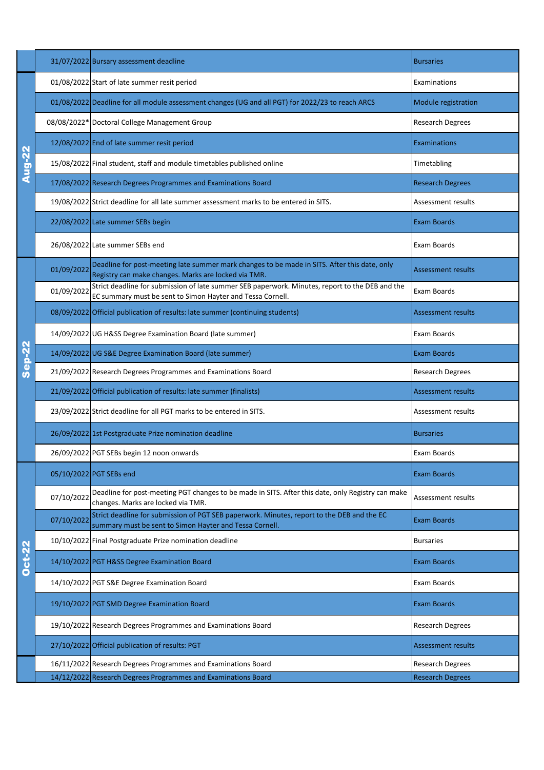| | | | |
|---|---|---|---|
| | 31/07/2022 | Bursary assessment deadline | Bursaries |
| Aug-22 | 01/08/2022 | Start of late summer resit period | Examinations |
| | 01/08/2022 | Deadline for all module assessment changes (UG and all PGT) for 2022/23 to reach ARCS | Module registration |
| | 08/08/2022* | Doctoral College Management Group | Research Degrees |
| | 12/08/2022 | End of late summer resit period | Examinations |
| | 15/08/2022 | Final student, staff and module timetables published online | Timetabling |
| | 17/08/2022 | Research Degrees Programmes and Examinations Board | Research Degrees |
| | 19/08/2022 | Strict deadline for all late summer assessment marks to be entered in SITS. | Assessment results |
| | 22/08/2022 | Late summer SEBs begin | Exam Boards |
| | 26/08/2022 | Late summer SEBs end | Exam Boards |
| Sep-22 | 01/09/2022 | Deadline for post-meeting late summer mark changes to be made in SITS. After this date, only Registry can make changes. Marks are locked via TMR. | Assessment results |
| | 01/09/2022 | Strict deadline for submission of late summer SEB paperwork. Minutes, report to the DEB and the EC summary must be sent to Simon Hayter and Tessa Cornell. | Exam Boards |
| | 08/09/2022 | Official publication of results: late summer (continuing students) | Assessment results |
| | 14/09/2022 | UG H&SS Degree Examination Board (late summer) | Exam Boards |
| | 14/09/2022 | UG S&E Degree Examination Board (late summer) | Exam Boards |
| | 21/09/2022 | Research Degrees Programmes and Examinations Board | Research Degrees |
| | 21/09/2022 | Official publication of results: late summer (finalists) | Assessment results |
| | 23/09/2022 | Strict deadline for all PGT marks to be entered in SITS. | Assessment results |
| | 26/09/2022 | 1st Postgraduate Prize nomination deadline | Bursaries |
| | 26/09/2022 | PGT SEBs begin 12 noon onwards | Exam Boards |
| Oct-22 | 05/10/2022 | PGT SEBs end | Exam Boards |
| | 07/10/2022 | Deadline for post-meeting PGT changes to be made in SITS. After this date, only Registry can make changes. Marks are locked via TMR. | Assessment results |
| | 07/10/2022 | Strict deadline for submission of PGT SEB paperwork. Minutes, report to the DEB and the EC summary must be sent to Simon Hayter and Tessa Cornell. | Exam Boards |
| | 10/10/2022 | Final Postgraduate Prize nomination deadline | Bursaries |
| | 14/10/2022 | PGT H&SS Degree Examination Board | Exam Boards |
| | 14/10/2022 | PGT S&E Degree Examination Board | Exam Boards |
| | 19/10/2022 | PGT SMD Degree Examination Board | Exam Boards |
| | 19/10/2022 | Research Degrees Programmes and Examinations Board | Research Degrees |
| | 27/10/2022 | Official publication of results: PGT | Assessment results |
| | 16/11/2022 | Research Degrees Programmes and Examinations Board | Research Degrees |
| | 14/12/2022 | Research Degrees Programmes and Examinations Board | Research Degrees |